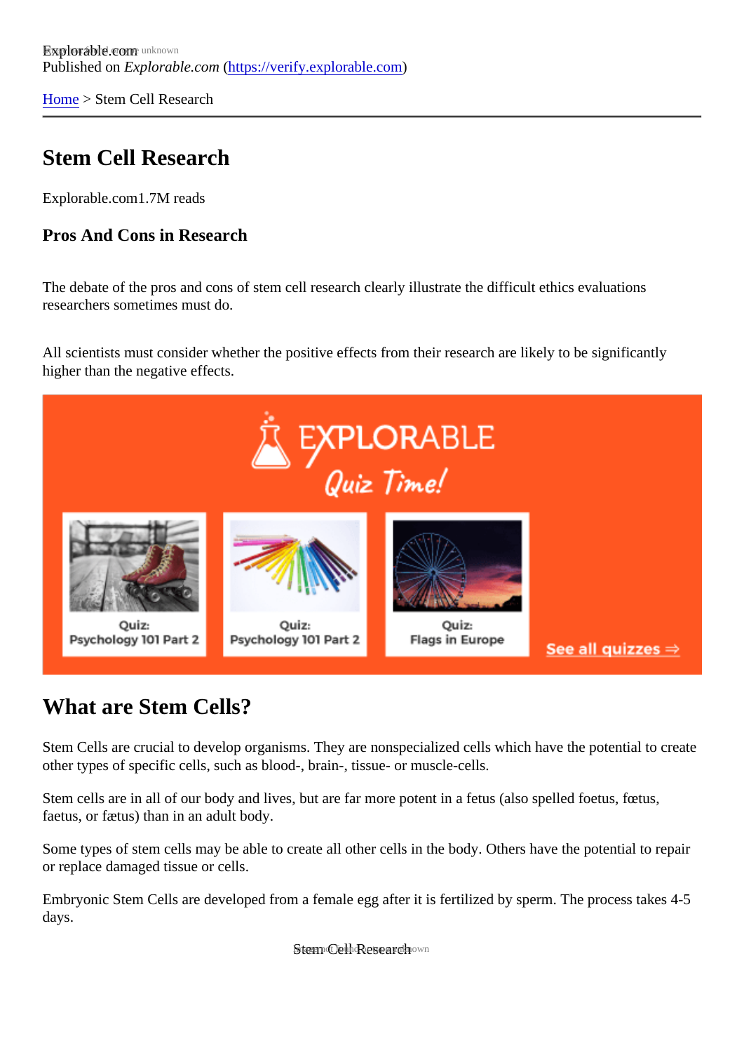Explorable.com
Published on *Explorable.com* (https://verify.explorable.com)

Home > Stem Cell Research

# Stem Cell Research

Explorable.com1.7M reads

### Pros And Cons in Research

The debate of the pros and cons of stem cell research clearly illustrate the difficult ethics evaluations researchers sometimes must do.

All scientists must consider whether the positive effects from their research are likely to be significantly higher than the negative effects.

## What are Stem Cells?

Stem Cells are crucial to develop organisms. They are nonspecialized cells which have the potential to create other types of specific cells, such as blood-, brain-, tissue- or muscle-cells.

Stem cells are in all of our body and lives, but are far more potent in a fetus (also spelled foetus, fœtus, faetus, or fætus) than in an adult body.

Some types of stem cells may be able to create all other cells in the body. Others have the potential to repair or replace damaged tissue or cells.

Embryonic Stem Cells are developed from a female egg after it is fertilized by sperm. The process takes 4-5 days.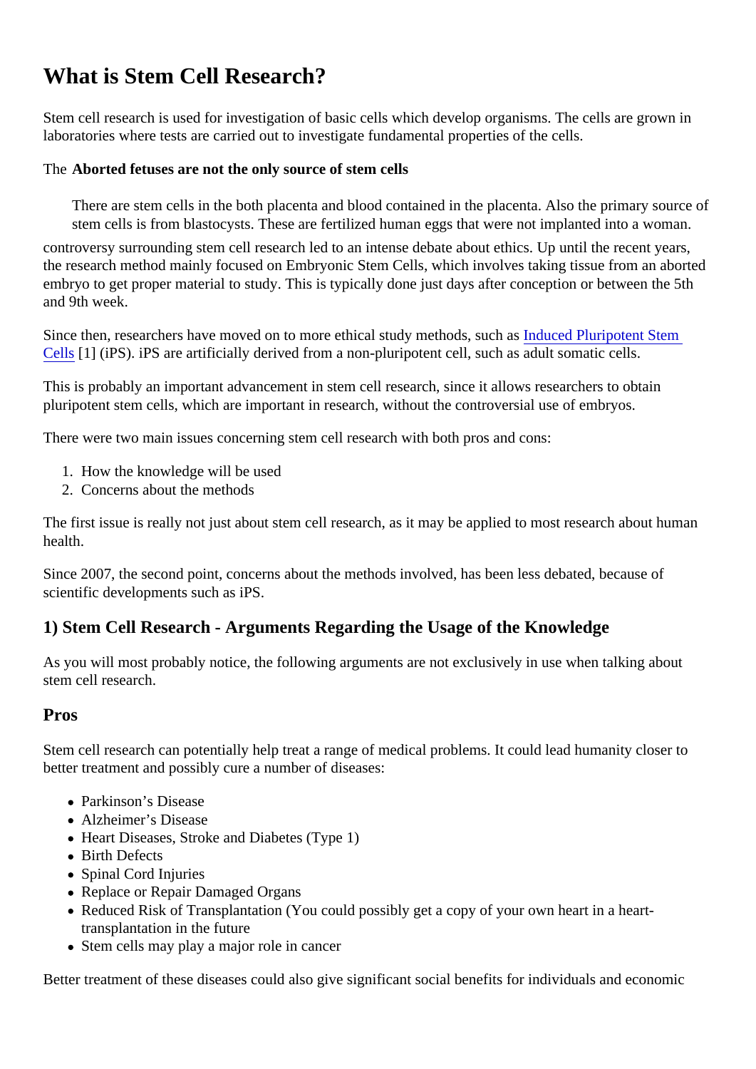# What is Stem Cell Research?

Stem cell research is used for investigation of basic cells which develop organisms. The cells are grown in laboratories where tests are carried out to investigate fundamental properties of the cells.

The **Aborted fetuses are not the only source of stem cells**

> There are stem cells in the both placenta and blood contained in the placenta. Also the primary source of stem cells is from blastocysts. These are fertilized human eggs that were not implanted into a woman.

controversy surrounding stem cell research led to an intense debate about ethics. Up until the recent years, the research method mainly focused on Embryonic Stem Cells, which involves taking tissue from an aborted embryo to get proper material to study. This is typically done just days after conception or between the 5th and 9th week.

Since then, researchers have moved on to more ethical study methods, such as Induced Pluripotent Stem Cells [1] (iPS). iPS are artificially derived from a non-pluripotent cell, such as adult somatic cells.

This is probably an important advancement in stem cell research, since it allows researchers to obtain pluripotent stem cells, which are important in research, without the controversial use of embryos.

There were two main issues concerning stem cell research with both pros and cons:

1. How the knowledge will be used
2. Concerns about the methods

The first issue is really not just about stem cell research, as it may be applied to most research about human health.

Since 2007, the second point, concerns about the methods involved, has been less debated, because of scientific developments such as iPS.

## 1) Stem Cell Research - Arguments Regarding the Usage of the Knowledge

As you will most probably notice, the following arguments are not exclusively in use when talking about stem cell research.

### Pros

Stem cell research can potentially help treat a range of medical problems. It could lead humanity closer to better treatment and possibly cure a number of diseases:

- Parkinson's Disease
- Alzheimer's Disease
- Heart Diseases, Stroke and Diabetes (Type 1)
- Birth Defects
- Spinal Cord Injuries
- Replace or Repair Damaged Organs
- Reduced Risk of Transplantation (You could possibly get a copy of your own heart in a heart-transplantation in the future
- Stem cells may play a major role in cancer

Better treatment of these diseases could also give significant social benefits for individuals and economic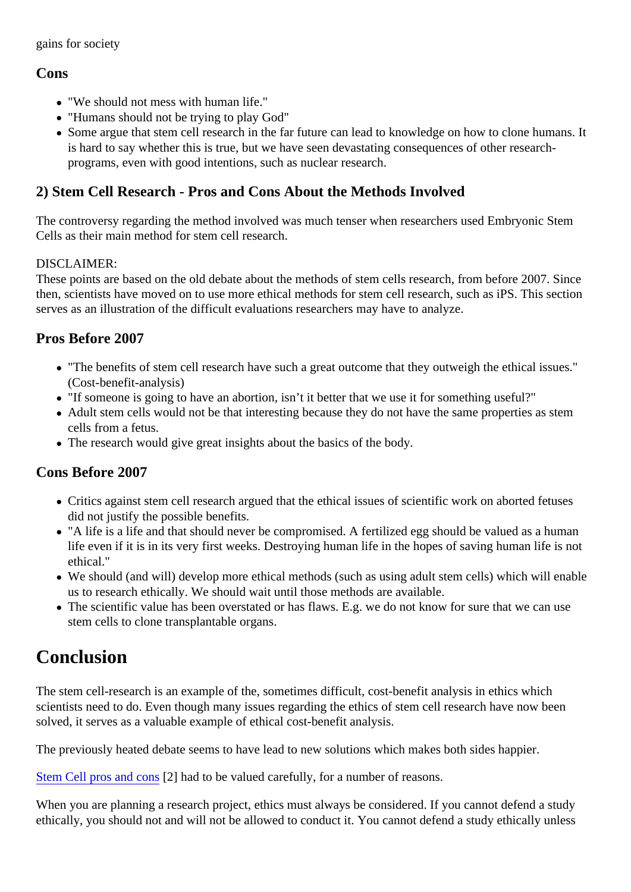gains for society

### Cons

- "We should not mess with human life."
- "Humans should not be trying to play God"
- Some argue that stem cell research in the far future can lead to knowledge on how to clone humans. It is hard to say whether this is true, but we have seen devastating consequences of other research-programs, even with good intentions, such as nuclear research.

## 2) Stem Cell Research - Pros and Cons About the Methods Involved

The controversy regarding the method involved was much tenser when researchers used Embryonic Stem Cells as their main method for stem cell research.

DISCLAIMER:
These points are based on the old debate about the methods of stem cells research, from before 2007. Since then, scientists have moved on to use more ethical methods for stem cell research, such as iPS. This section serves as an illustration of the difficult evaluations researchers may have to analyze.

### Pros Before 2007

- "The benefits of stem cell research have such a great outcome that they outweigh the ethical issues." (Cost-benefit-analysis)
- "If someone is going to have an abortion, isn't it better that we use it for something useful?"
- Adult stem cells would not be that interesting because they do not have the same properties as stem cells from a fetus.
- The research would give great insights about the basics of the body.

### Cons Before 2007

- Critics against stem cell research argued that the ethical issues of scientific work on aborted fetuses did not justify the possible benefits.
- "A life is a life and that should never be compromised. A fertilized egg should be valued as a human life even if it is in its very first weeks. Destroying human life in the hopes of saving human life is not ethical."
- We should (and will) develop more ethical methods (such as using adult stem cells) which will enable us to research ethically. We should wait until those methods are available.
- The scientific value has been overstated or has flaws. E.g. we do not know for sure that we can use stem cells to clone transplantable organs.

# Conclusion

The stem cell-research is an example of the, sometimes difficult, cost-benefit analysis in ethics which scientists need to do. Even though many issues regarding the ethics of stem cell research have now been solved, it serves as a valuable example of ethical cost-benefit analysis.

The previously heated debate seems to have lead to new solutions which makes both sides happier.

Stem Cell pros and cons [2] had to be valued carefully, for a number of reasons.

When you are planning a research project, ethics must always be considered. If you cannot defend a study ethically, you should not and will not be allowed to conduct it. You cannot defend a study ethically unless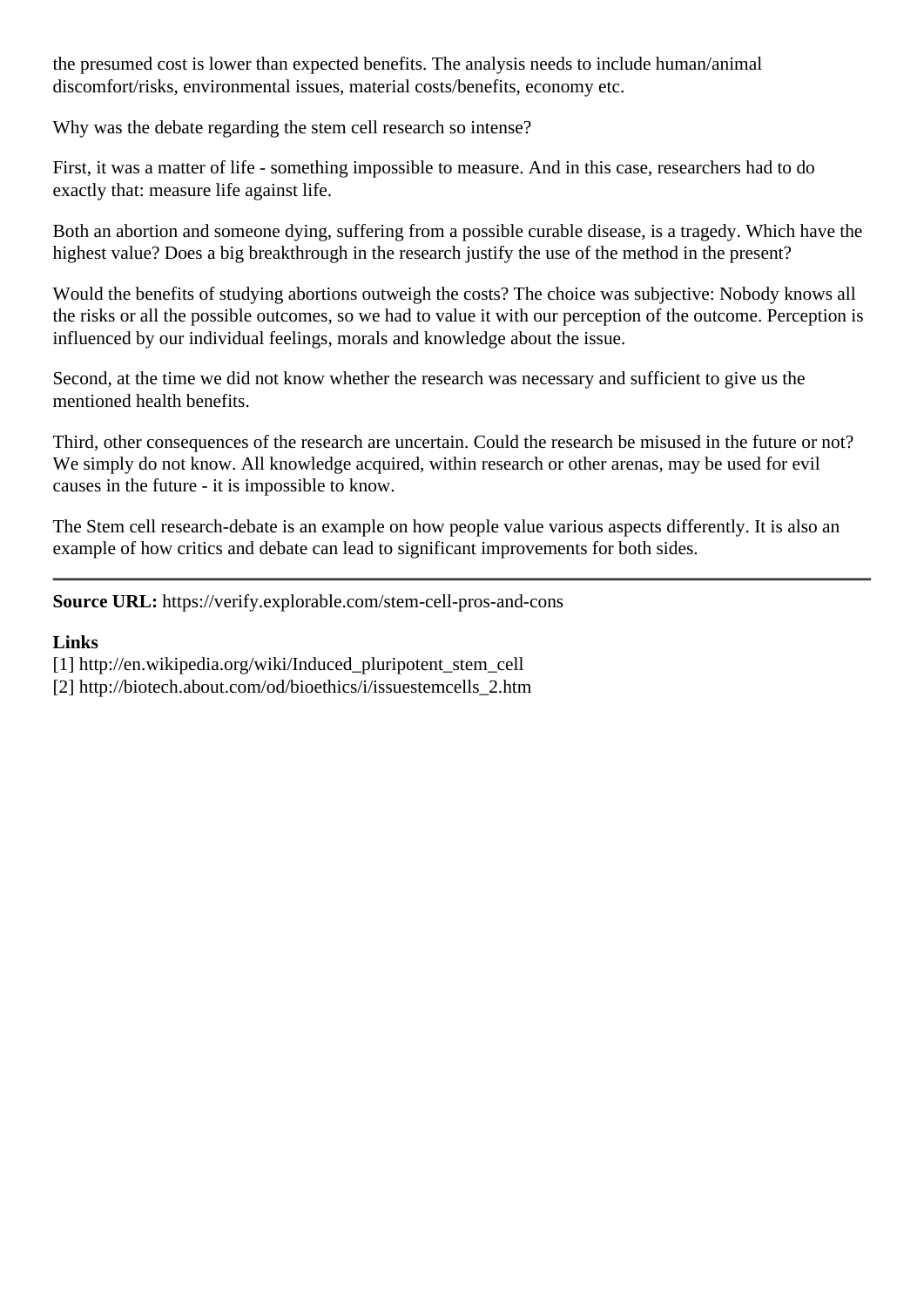the presumed cost is lower than expected benefits. The analysis needs to include human/animal discomfort/risks, environmental issues, material costs/benefits, economy etc.

Why was the debate regarding the stem cell research so intense?

First, it was a matter of life - something impossible to measure. And in this case, researchers had to do exactly that: measure life against life.

Both an abortion and someone dying, suffering from a possible curable disease, is a tragedy. Which have the highest value? Does a big breakthrough in the research justify the use of the method in the present?

Would the benefits of studying abortions outweigh the costs? The choice was subjective: Nobody knows all the risks or all the possible outcomes, so we had to value it with our perception of the outcome. Perception is influenced by our individual feelings, morals and knowledge about the issue.

Second, at the time we did not know whether the research was necessary and sufficient to give us the mentioned health benefits.

Third, other consequences of the research are uncertain. Could the research be misused in the future or not? We simply do not know. All knowledge acquired, within research or other arenas, may be used for evil causes in the future - it is impossible to know.

The Stem cell research-debate is an example on how people value various aspects differently. It is also an example of how critics and debate can lead to significant improvements for both sides.

---

**Source URL:** https://verify.explorable.com/stem-cell-pros-and-cons

**Links**
[1] http://en.wikipedia.org/wiki/Induced_pluripotent_stem_cell
[2] http://biotech.about.com/od/bioethics/i/issuestemcells_2.htm